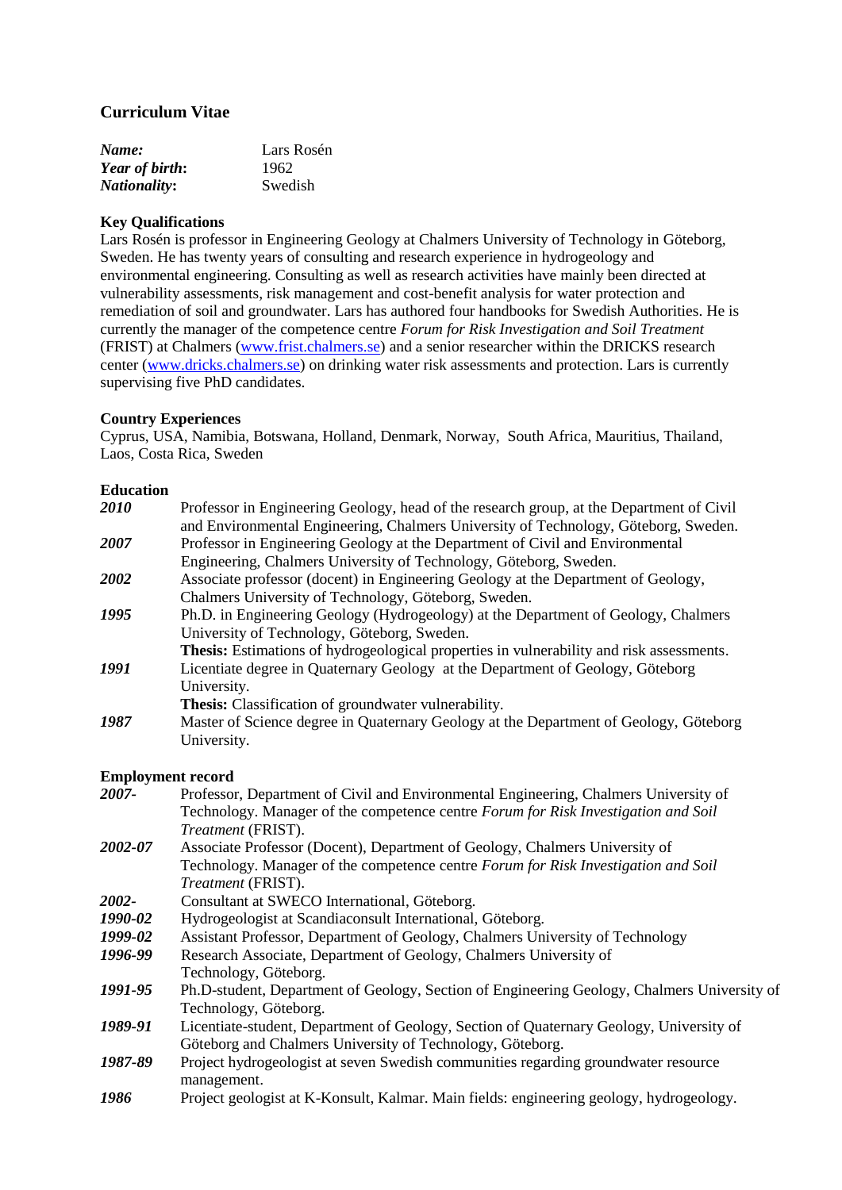# Curriculum Vitae

| | |
|---|---|
| ***Name:*** | Lars Rosén |
| ***Year of birth*:** | 1962 |
| ***Nationality*:** | Swedish |

## Key Qualifications

Lars Rosén is professor in Engineering Geology at Chalmers University of Technology in Göteborg, Sweden. He has twenty years of consulting and research experience in hydrogeology and environmental engineering. Consulting as well as research activities have mainly been directed at vulnerability assessments, risk management and cost-benefit analysis for water protection and remediation of soil and groundwater. Lars has authored four handbooks for Swedish Authorities. He is currently the manager of the competence centre *Forum for Risk Investigation and Soil Treatment* (FRIST) at Chalmers (www.frist.chalmers.se) and a senior researcher within the DRICKS research center (www.dricks.chalmers.se) on drinking water risk assessments and protection. Lars is currently supervising five PhD candidates.

## Country Experiences

Cyprus, USA, Namibia, Botswana, Holland, Denmark, Norway, South Africa, Mauritius, Thailand, Laos, Costa Rica, Sweden

## Education

***2010*** Professor in Engineering Geology, head of the research group, at the Department of Civil and Environmental Engineering, Chalmers University of Technology, Göteborg, Sweden.

***2007*** Professor in Engineering Geology at the Department of Civil and Environmental Engineering, Chalmers University of Technology, Göteborg, Sweden.

***2002*** Associate professor (docent) in Engineering Geology at the Department of Geology, Chalmers University of Technology, Göteborg, Sweden.

***1995*** Ph.D. in Engineering Geology (Hydrogeology) at the Department of Geology, Chalmers University of Technology, Göteborg, Sweden.
**Thesis:** Estimations of hydrogeological properties in vulnerability and risk assessments.

***1991*** Licentiate degree in Quaternary Geology at the Department of Geology, Göteborg University.
**Thesis:** Classification of groundwater vulnerability.

***1987*** Master of Science degree in Quaternary Geology at the Department of Geology, Göteborg University.

## Employment record

***2007-*** Professor, Department of Civil and Environmental Engineering, Chalmers University of Technology. Manager of the competence centre *Forum for Risk Investigation and Soil Treatment* (FRIST).

***2002-07*** Associate Professor (Docent), Department of Geology, Chalmers University of Technology. Manager of the competence centre *Forum for Risk Investigation and Soil Treatment* (FRIST).

***2002-*** Consultant at SWECO International, Göteborg.

***1990-02*** Hydrogeologist at Scandiaconsult International, Göteborg.

***1999-02*** Assistant Professor, Department of Geology, Chalmers University of Technology

***1996-99*** Research Associate, Department of Geology, Chalmers University of Technology, Göteborg.

***1991-95*** Ph.D-student, Department of Geology, Section of Engineering Geology, Chalmers University of Technology, Göteborg.

***1989-91*** Licentiate-student, Department of Geology, Section of Quaternary Geology, University of Göteborg and Chalmers University of Technology, Göteborg.

***1987-89*** Project hydrogeologist at seven Swedish communities regarding groundwater resource management.

***1986*** Project geologist at K-Konsult, Kalmar. Main fields: engineering geology, hydrogeology.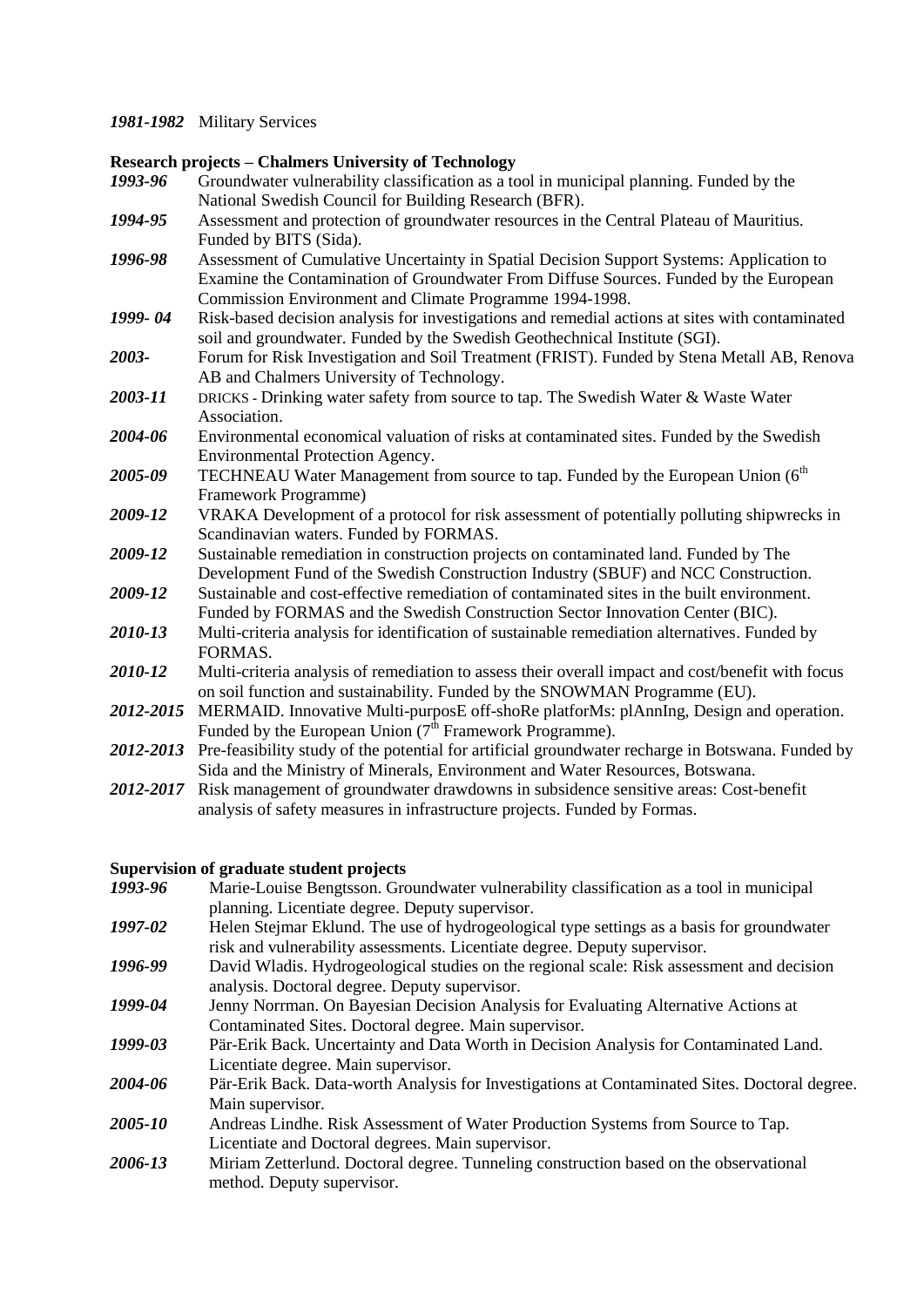*1981-1982* Military Services

**Research projects – Chalmers University of Technology**

*1993-96* Groundwater vulnerability classification as a tool in municipal planning. Funded by the National Swedish Council for Building Research (BFR).

*1994-95* Assessment and protection of groundwater resources in the Central Plateau of Mauritius. Funded by BITS (Sida).

*1996-98* Assessment of Cumulative Uncertainty in Spatial Decision Support Systems: Application to Examine the Contamination of Groundwater From Diffuse Sources. Funded by the European Commission Environment and Climate Programme 1994-1998.

*1999- 04* Risk-based decision analysis for investigations and remedial actions at sites with contaminated soil and groundwater. Funded by the Swedish Geothechnical Institute (SGI).

*2003-* Forum for Risk Investigation and Soil Treatment (FRIST). Funded by Stena Metall AB, Renova AB and Chalmers University of Technology.

*2003-11* DRICKS - Drinking water safety from source to tap. The Swedish Water & Waste Water Association.

*2004-06* Environmental economical valuation of risks at contaminated sites. Funded by the Swedish Environmental Protection Agency.

*2005-09* TECHNEAU Water Management from source to tap. Funded by the European Union (6th Framework Programme)

*2009-12* VRAKA Development of a protocol for risk assessment of potentially polluting shipwrecks in Scandinavian waters. Funded by FORMAS.

*2009-12* Sustainable remediation in construction projects on contaminated land. Funded by The Development Fund of the Swedish Construction Industry (SBUF) and NCC Construction.

*2009-12* Sustainable and cost-effective remediation of contaminated sites in the built environment. Funded by FORMAS and the Swedish Construction Sector Innovation Center (BIC).

*2010-13* Multi-criteria analysis for identification of sustainable remediation alternatives. Funded by FORMAS.

*2010-12* Multi-criteria analysis of remediation to assess their overall impact and cost/benefit with focus on soil function and sustainability. Funded by the SNOWMAN Programme (EU).

*2012-2015* MERMAID. Innovative Multi-purposE off-shoRe platforMs: plAnnIng, Design and operation. Funded by the European Union (7th Framework Programme).

*2012-2013* Pre-feasibility study of the potential for artificial groundwater recharge in Botswana. Funded by Sida and the Ministry of Minerals, Environment and Water Resources, Botswana.

*2012-2017* Risk management of groundwater drawdowns in subsidence sensitive areas: Cost-benefit analysis of safety measures in infrastructure projects. Funded by Formas.

**Supervision of graduate student projects**

*1993-96* Marie-Louise Bengtsson. Groundwater vulnerability classification as a tool in municipal planning. Licentiate degree. Deputy supervisor.

*1997-02* Helen Stejmar Eklund. The use of hydrogeological type settings as a basis for groundwater risk and vulnerability assessments. Licentiate degree. Deputy supervisor.

*1996-99* David Wladis. Hydrogeological studies on the regional scale: Risk assessment and decision analysis. Doctoral degree. Deputy supervisor.

*1999-04* Jenny Norrman. On Bayesian Decision Analysis for Evaluating Alternative Actions at Contaminated Sites. Doctoral degree. Main supervisor.

*1999-03* Pär-Erik Back. Uncertainty and Data Worth in Decision Analysis for Contaminated Land. Licentiate degree. Main supervisor.

*2004-06* Pär-Erik Back. Data-worth Analysis for Investigations at Contaminated Sites. Doctoral degree. Main supervisor.

*2005-10* Andreas Lindhe. Risk Assessment of Water Production Systems from Source to Tap. Licentiate and Doctoral degrees. Main supervisor.

*2006-13* Miriam Zetterlund. Doctoral degree. Tunneling construction based on the observational method. Deputy supervisor.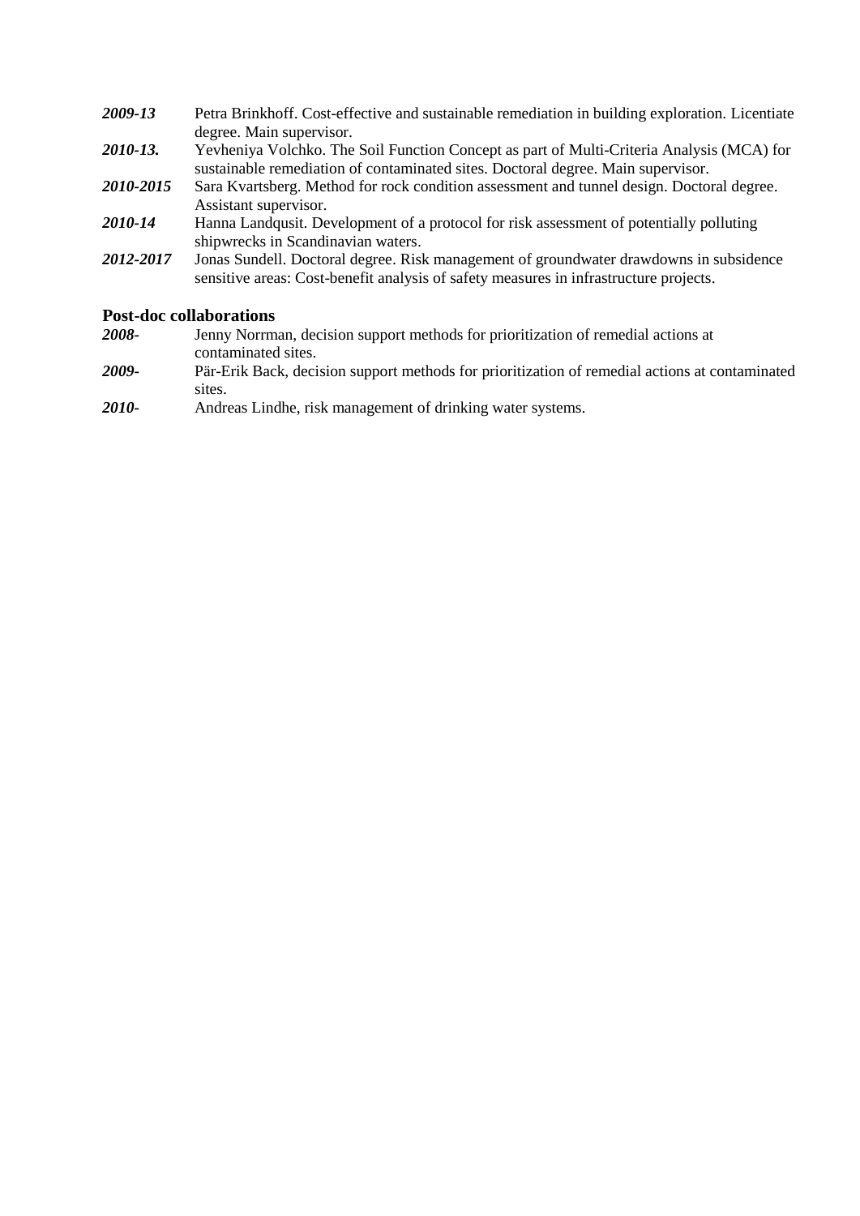***2009-13*** Petra Brinkhoff. Cost-effective and sustainable remediation in building exploration. Licentiate degree. Main supervisor.

***2010-13.*** Yevheniya Volchko. The Soil Function Concept as part of Multi-Criteria Analysis (MCA) for sustainable remediation of contaminated sites. Doctoral degree. Main supervisor.

***2010-2015*** Sara Kvartsberg. Method for rock condition assessment and tunnel design. Doctoral degree. Assistant supervisor.

***2010-14*** Hanna Landqusit. Development of a protocol for risk assessment of potentially polluting shipwrecks in Scandinavian waters.

***2012-2017*** Jonas Sundell. Doctoral degree. Risk management of groundwater drawdowns in subsidence sensitive areas: Cost-benefit analysis of safety measures in infrastructure projects.

## Post-doc collaborations

***2008-*** Jenny Norrman, decision support methods for prioritization of remedial actions at contaminated sites.

***2009-*** Pär-Erik Back, decision support methods for prioritization of remedial actions at contaminated sites.

***2010-*** Andreas Lindhe, risk management of drinking water systems.